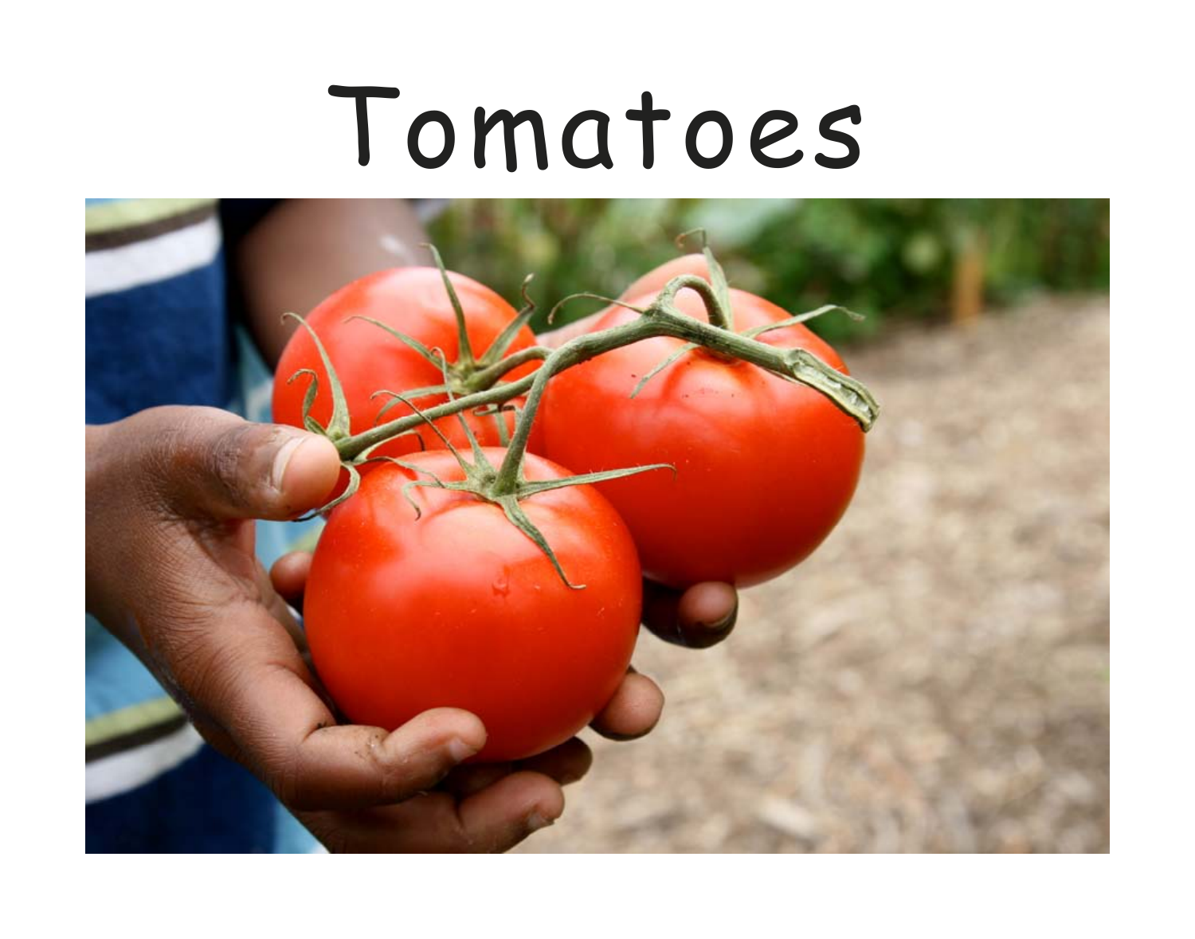# Tomatoes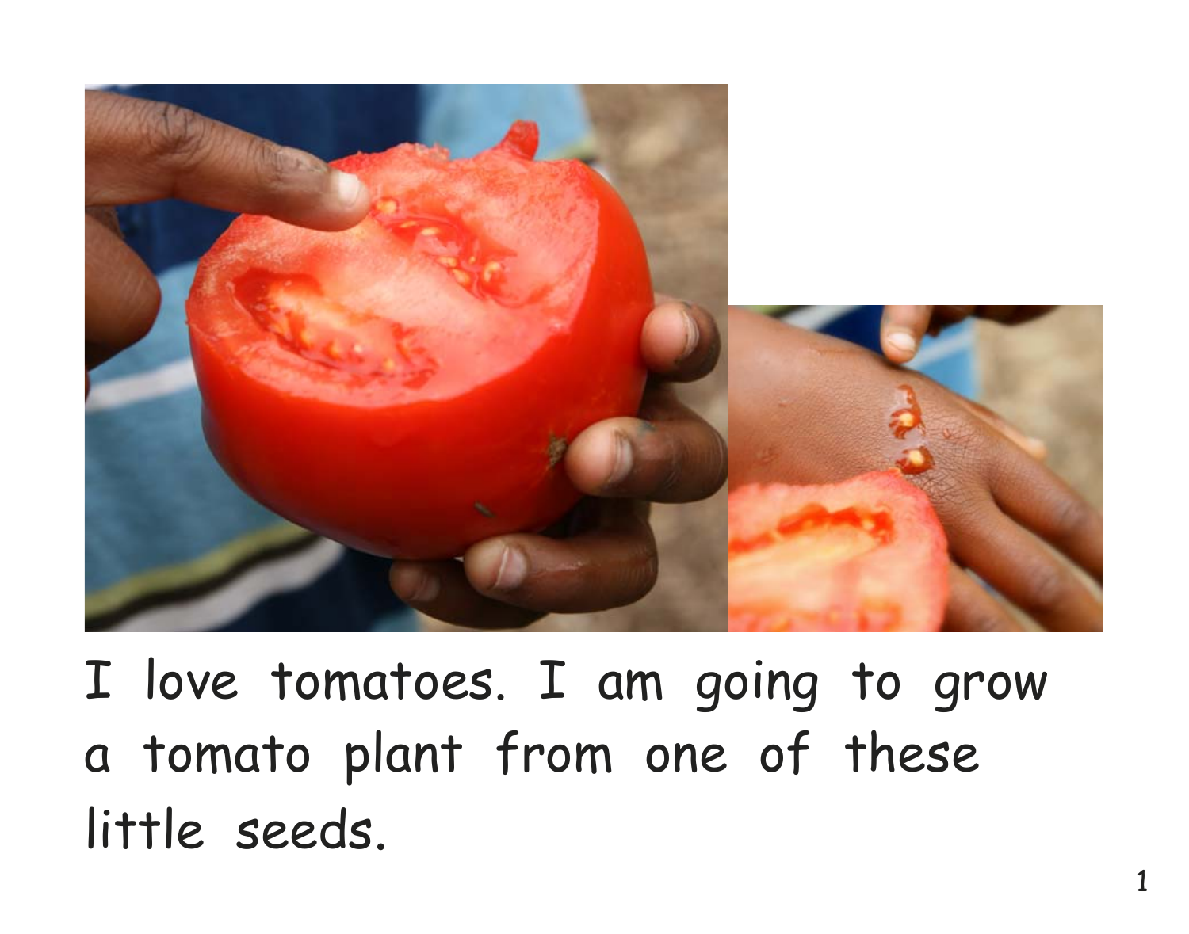I love tomatoes. I am going to grow a tomato plant from one of these little seeds.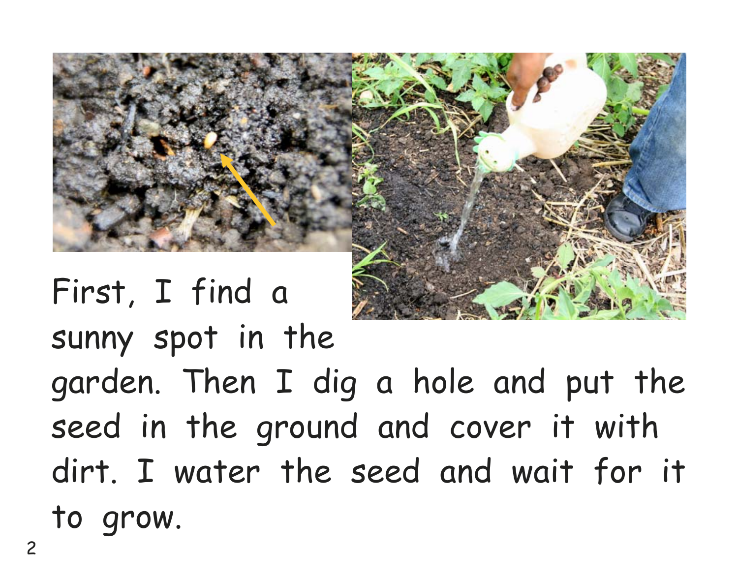First, I find a sunny spot in the garden. Then I dig a hole and put the seed in the ground and cover it with dirt. I water the seed and wait for it to grow.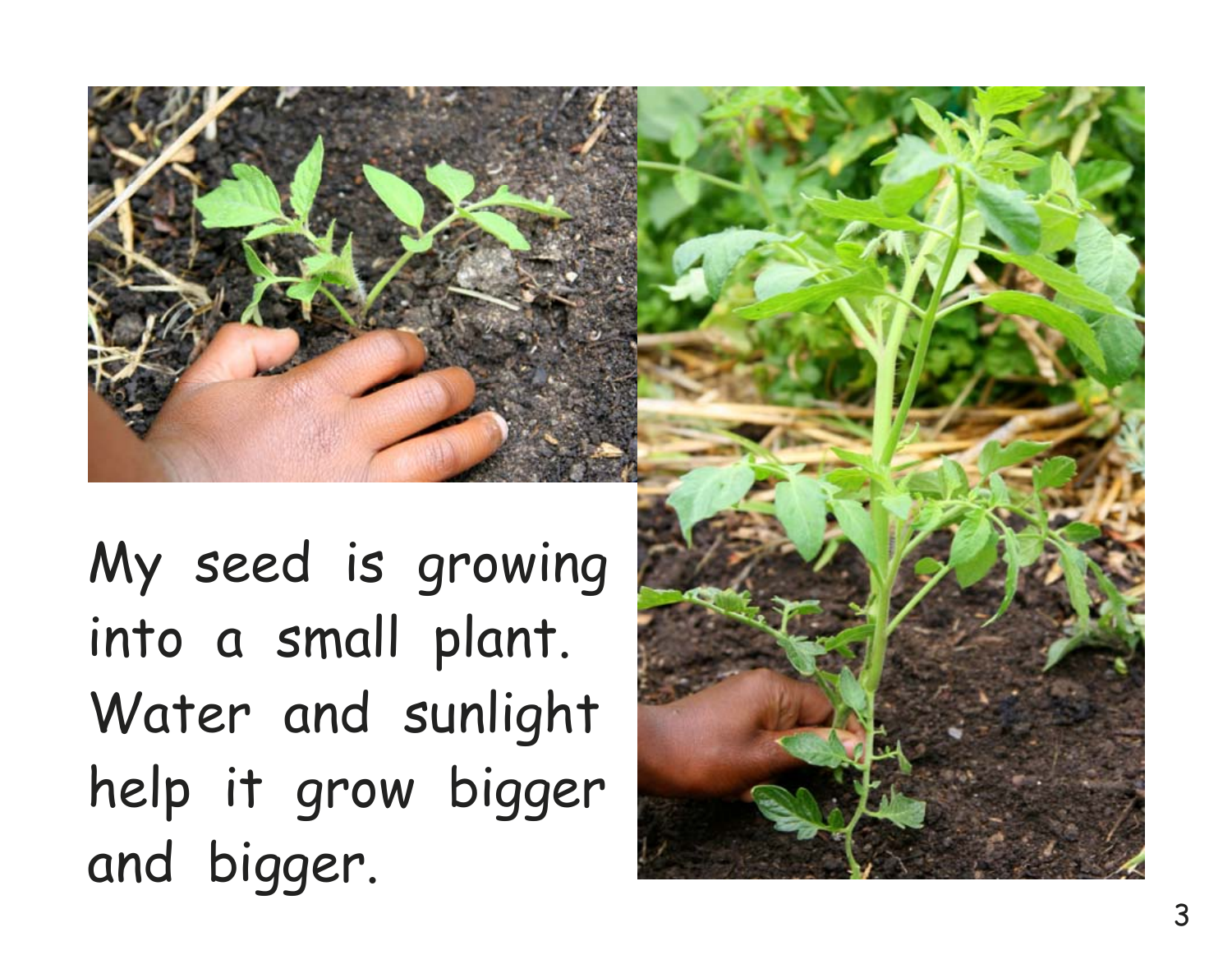My seed is growing into a small plant. Water and sunlight help it grow bigger and bigger.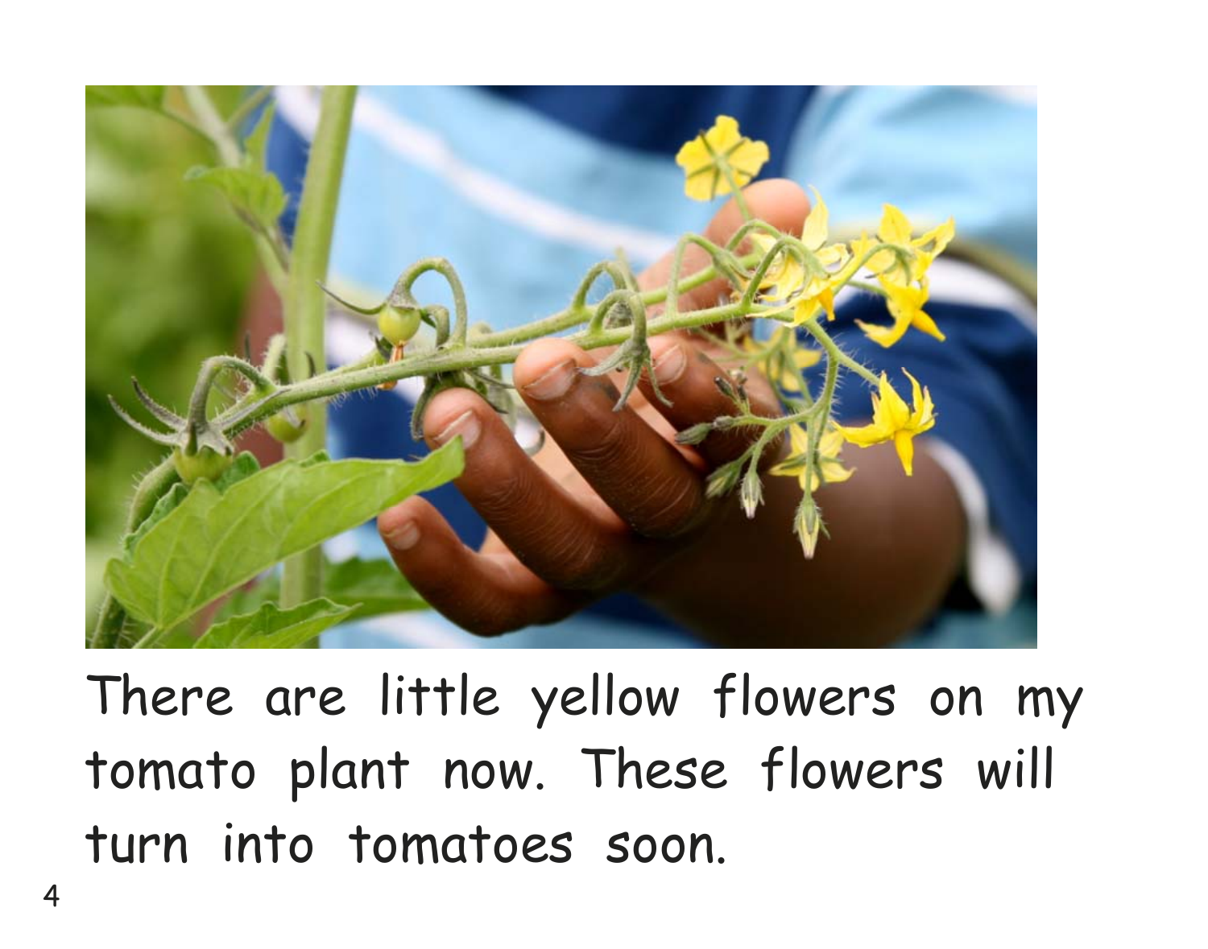There are little yellow flowers on my tomato plant now. These flowers will turn into tomatoes soon.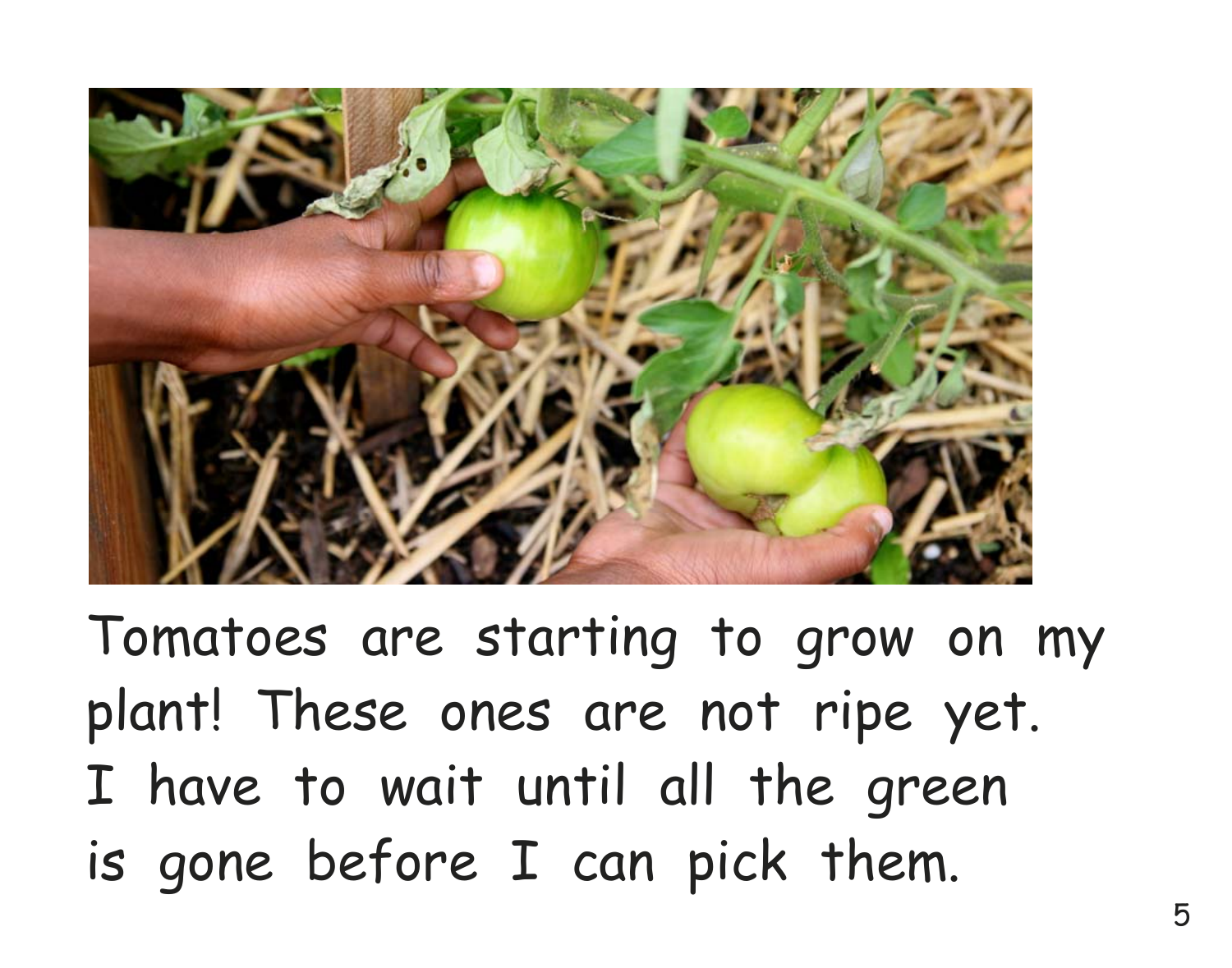Tomatoes are starting to grow on my plant! These ones are not ripe yet. I have to wait until all the green is gone before I can pick them.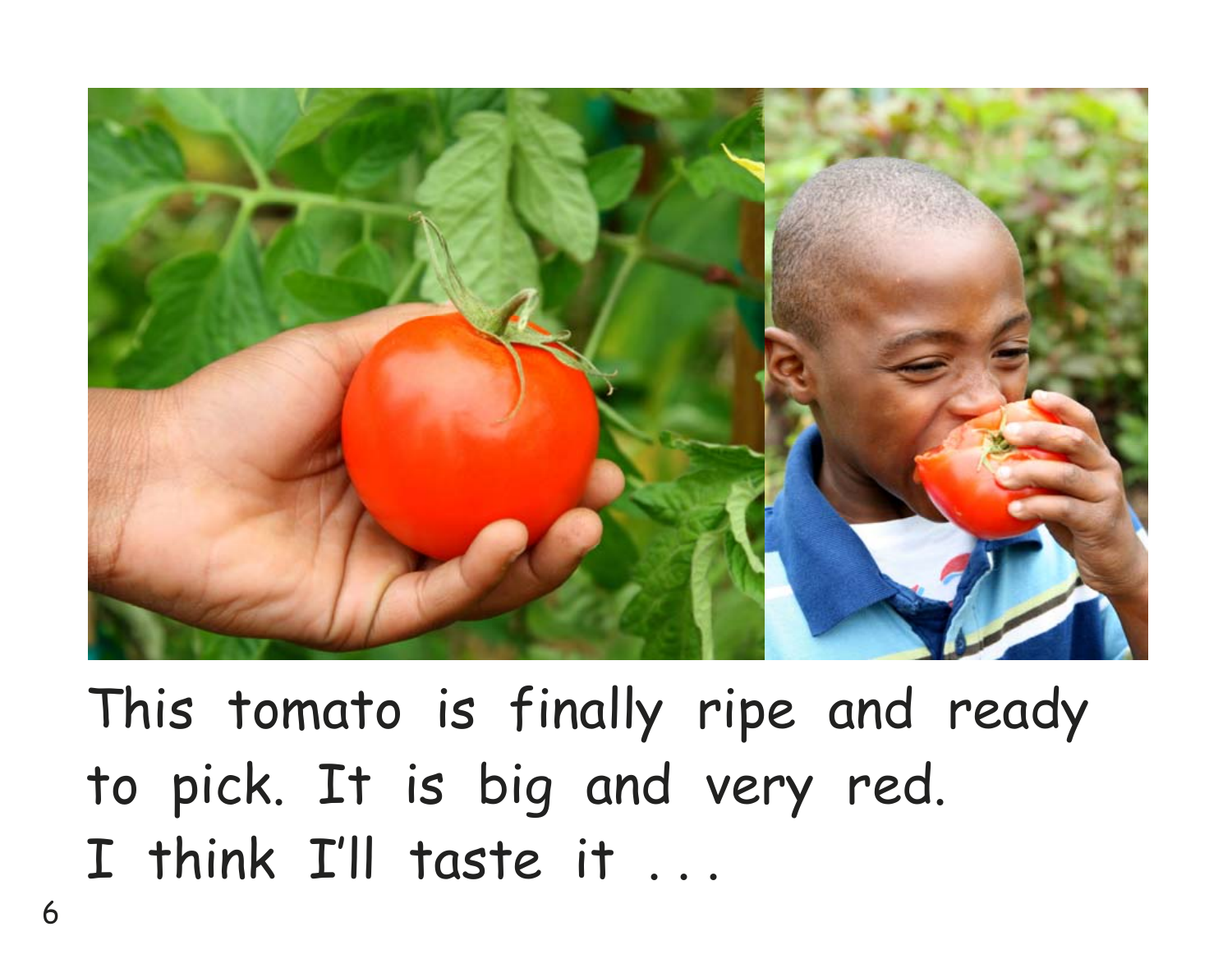This tomato is finally ripe and ready to pick. It is big and very red. I think I'll taste it . . .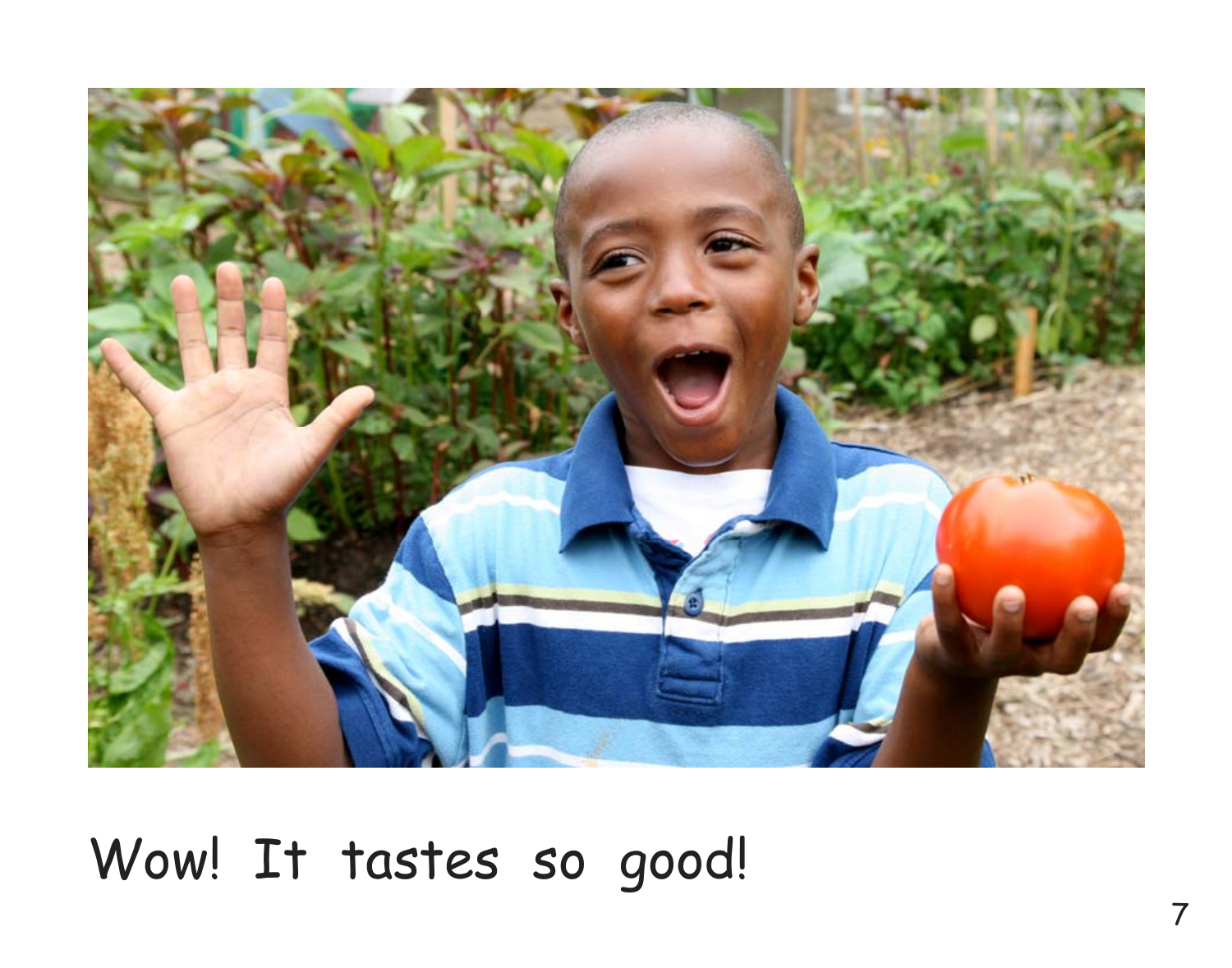Wow! It tastes so good!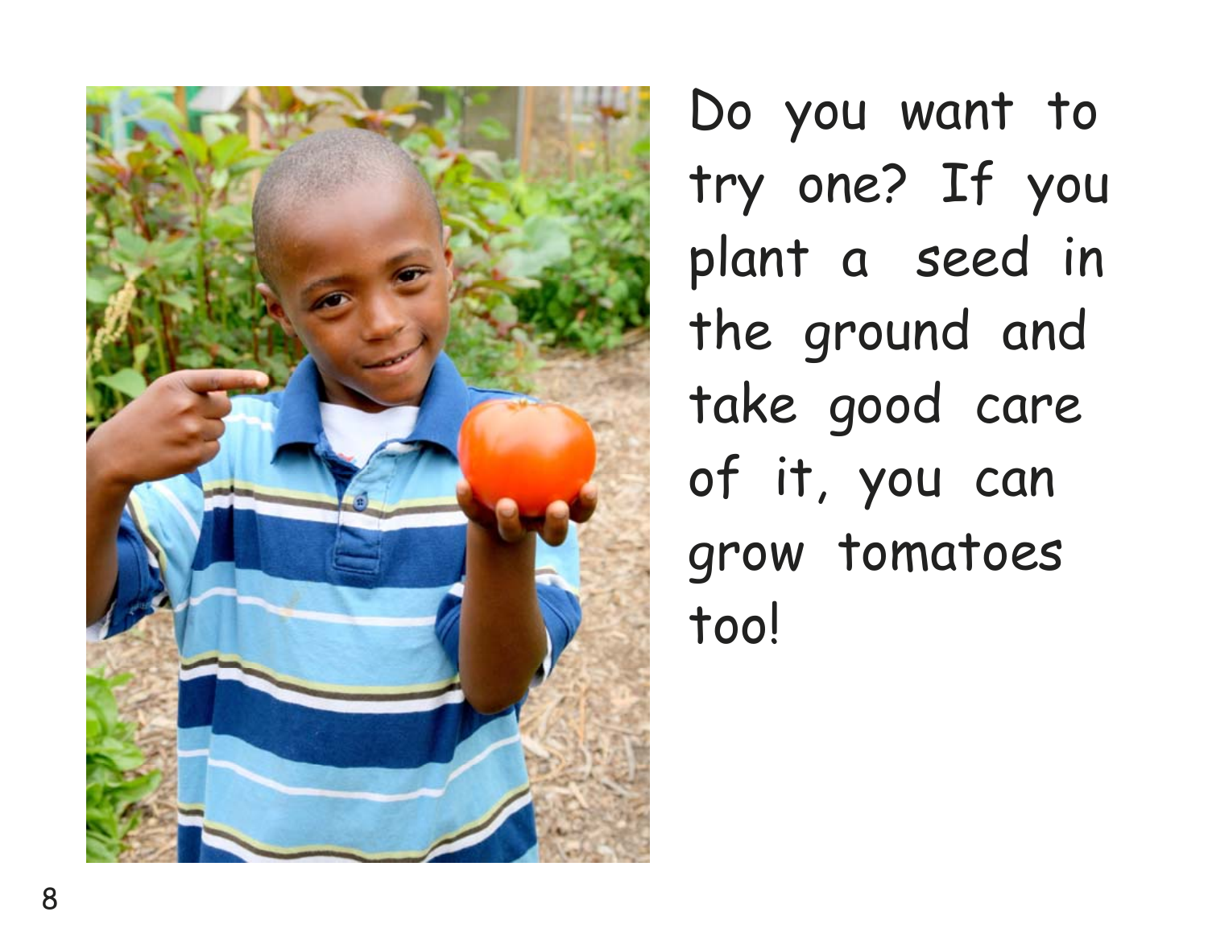Do you want to try one? If you plant a seed in the ground and take good care of it, you can grow tomatoes too!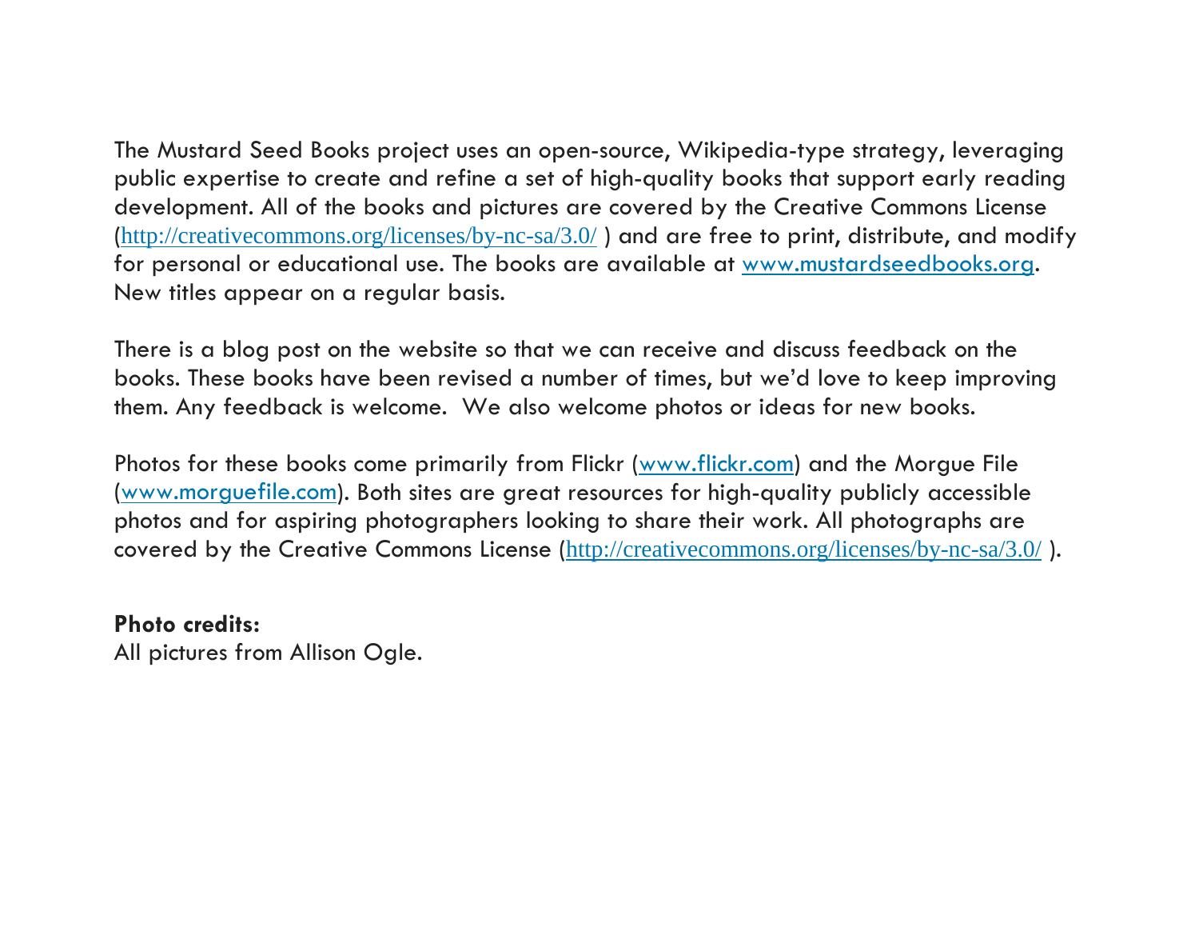The Mustard Seed Books project uses an open-source, Wikipedia-type strategy, leveraging public expertise to create and refine a set of high-quality books that support early reading development. All of the books and pictures are covered by the Creative Commons License (http://creativecommons.org/licenses/by-nc-sa/3.0/ ) and are free to print, distribute, and modify for personal or educational use. The books are available at www.mustardseedbooks.org. New titles appear on a regular basis.

There is a blog post on the website so that we can receive and discuss feedback on the books. These books have been revised a number of times, but we'd love to keep improving them. Any feedback is welcome. We also welcome photos or ideas for new books.

Photos for these books come primarily from Flickr (www.flickr.com) and the Morgue File (www.morguefile.com). Both sites are great resources for high-quality publicly accessible photos and for aspiring photographers looking to share their work. All photographs are covered by the Creative Commons License (http://creativecommons.org/licenses/by-nc-sa/3.0/ ).

**Photo credits:**
All pictures from Allison Ogle.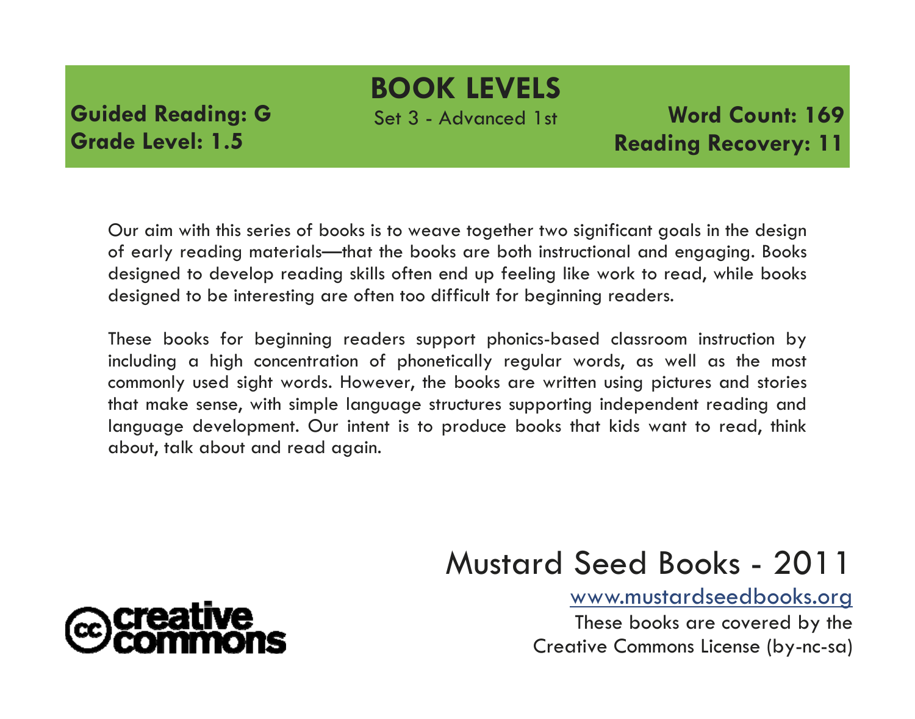# BOOK LEVELS

Set 3 - Advanced 1st

**Guided Reading: G**
**Grade Level: 1.5**

**Word Count: 169**
**Reading Recovery: 11**

Our aim with this series of books is to weave together two significant goals in the design of early reading materials—that the books are both instructional and engaging. Books designed to develop reading skills often end up feeling like work to read, while books designed to be interesting are often too difficult for beginning readers.

These books for beginning readers support phonics-based classroom instruction by including a high concentration of phonetically regular words, as well as the most commonly used sight words. However, the books are written using pictures and stories that make sense, with simple language structures supporting independent reading and language development. Our intent is to produce books that kids want to read, think about, talk about and read again.

creative commons

Mustard Seed Books - 2011

www.mustardseedbooks.org

These books are covered by the Creative Commons License (by-nc-sa)